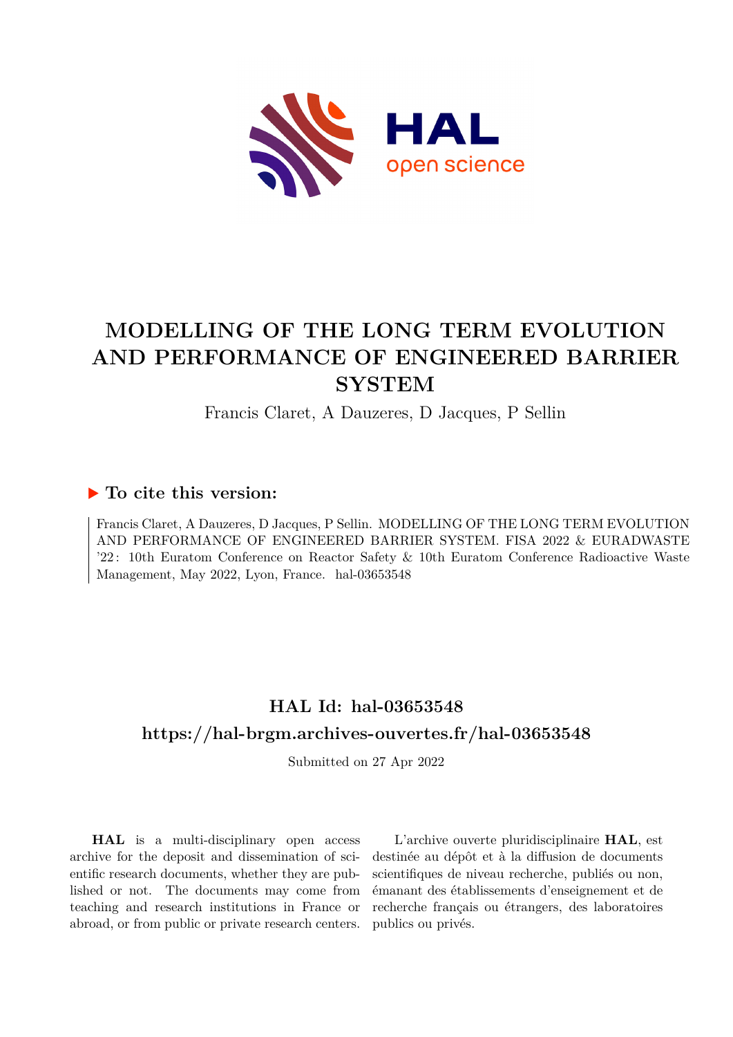# MODELLING OF THE LONG TERM EVOLUTION AND PERFORMANCE OF ENGINEERED BARRIER SYSTEM

Francis Claret, A Dauzeres, D Jacques, P Sellin

## ▶ To cite this version:

Francis Claret, A Dauzeres, D Jacques, P Sellin. MODELLING OF THE LONG TERM EVOLUTION AND PERFORMANCE OF ENGINEERED BARRIER SYSTEM. FISA 2022 & EURADWASTE '22 : 10th Euratom Conference on Reactor Safety & 10th Euratom Conference Radioactive Waste Management, May 2022, Lyon, France. hal-03653548

## HAL Id: hal-03653548

## https://hal-brgm.archives-ouvertes.fr/hal-03653548

Submitted on 27 Apr 2022

**HAL** is a multi-disciplinary open access archive for the deposit and dissemination of scientific research documents, whether they are published or not. The documents may come from teaching and research institutions in France or abroad, or from public or private research centers.

L'archive ouverte pluridisciplinaire **HAL**, est destinée au dépôt et à la diffusion de documents scientifiques de niveau recherche, publiés ou non, émanant des établissements d'enseignement et de recherche français ou étrangers, des laboratoires publics ou privés.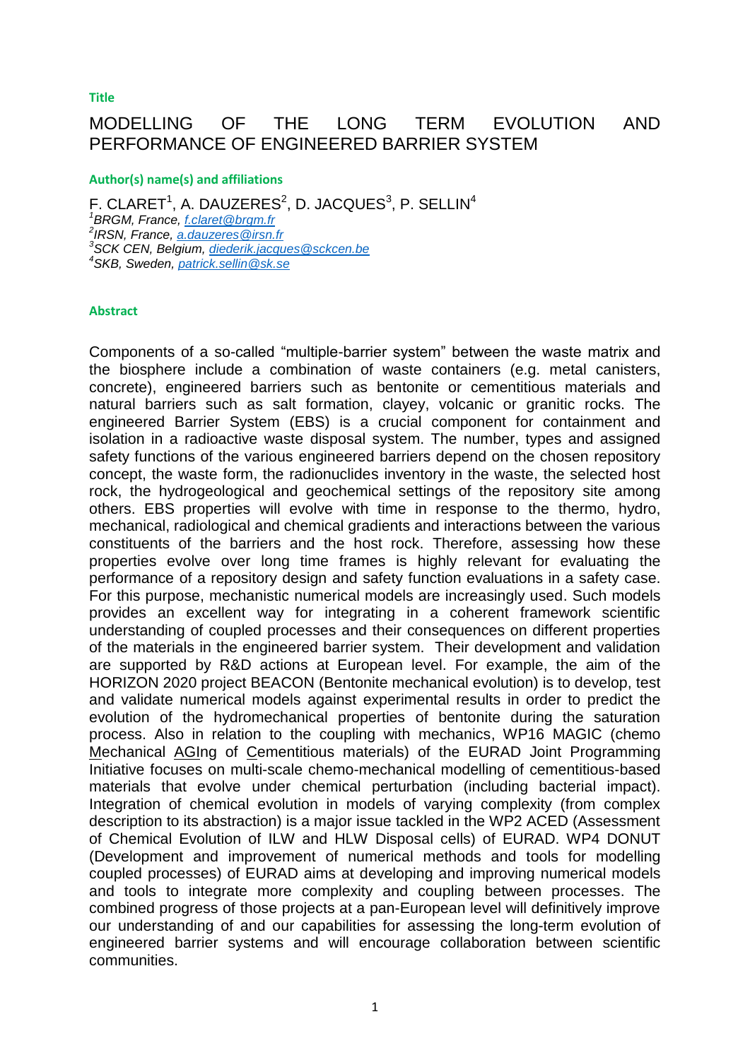**Title**

# MODELLING OF THE LONG TERM EVOLUTION AND PERFORMANCE OF ENGINEERED BARRIER SYSTEM

**Author(s) name(s) and affiliations**

F. CLARET[1], A. DAUZERES[2], D. JACQUES[3], P. SELLIN[4]

[1]*BRGM, France, f.claret@brgm.fr*
[2]*IRSN, France, a.dauzeres@irsn.fr*
[3]*SCK CEN, Belgium, diederik.jacques@sckcen.be*
[4]*SKB, Sweden, patrick.sellin@sk.se*

**Abstract**

Components of a so-called "multiple-barrier system" between the waste matrix and the biosphere include a combination of waste containers (e.g. metal canisters, concrete), engineered barriers such as bentonite or cementitious materials and natural barriers such as salt formation, clayey, volcanic or granitic rocks. The engineered Barrier System (EBS) is a crucial component for containment and isolation in a radioactive waste disposal system. The number, types and assigned safety functions of the various engineered barriers depend on the chosen repository concept, the waste form, the radionuclides inventory in the waste, the selected host rock, the hydrogeological and geochemical settings of the repository site among others. EBS properties will evolve with time in response to the thermo, hydro, mechanical, radiological and chemical gradients and interactions between the various constituents of the barriers and the host rock. Therefore, assessing how these properties evolve over long time frames is highly relevant for evaluating the performance of a repository design and safety function evaluations in a safety case. For this purpose, mechanistic numerical models are increasingly used. Such models provides an excellent way for integrating in a coherent framework scientific understanding of coupled processes and their consequences on different properties of the materials in the engineered barrier system. Their development and validation are supported by R&D actions at European level. For example, the aim of the HORIZON 2020 project BEACON (Bentonite mechanical evolution) is to develop, test and validate numerical models against experimental results in order to predict the evolution of the hydromechanical properties of bentonite during the saturation process. Also in relation to the coupling with mechanics, WP16 MAGIC (chemo Mechanical AGIng of Cementitious materials) of the EURAD Joint Programming Initiative focuses on multi-scale chemo-mechanical modelling of cementitious-based materials that evolve under chemical perturbation (including bacterial impact). Integration of chemical evolution in models of varying complexity (from complex description to its abstraction) is a major issue tackled in the WP2 ACED (Assessment of Chemical Evolution of ILW and HLW Disposal cells) of EURAD. WP4 DONUT (Development and improvement of numerical methods and tools for modelling coupled processes) of EURAD aims at developing and improving numerical models and tools to integrate more complexity and coupling between processes. The combined progress of those projects at a pan-European level will definitively improve our understanding of and our capabilities for assessing the long-term evolution of engineered barrier systems and will encourage collaboration between scientific communities.